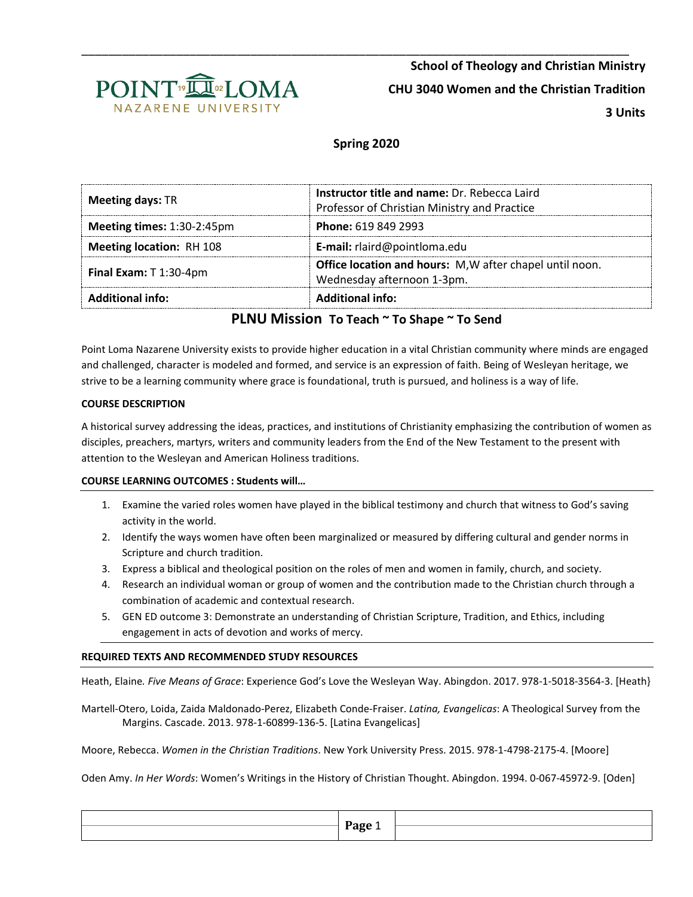**School of Theology and Christian Ministry**

**CHU 3040 Women and the Christian Tradition**

**3 Units**

**Spring 2020**

| **Meeting days:** TR | **Instructor title and name:** Dr. Rebecca Laird<br>Professor of Christian Ministry and Practice |
|---|---|
| **Meeting times:** 1:30-2:45pm | **Phone:** 619 849 2993 |
| **Meeting location:** RH 108 | **E-mail:** rlaird@pointloma.edu |
| **Final Exam:** T 1:30-4pm | **Office location and hours:** M,W after chapel until noon. Wednesday afternoon 1-3pm. |
| **Additional info:** | **Additional info:** |

## PLNU Mission **To Teach ~ To Shape ~ To Send**

Point Loma Nazarene University exists to provide higher education in a vital Christian community where minds are engaged and challenged, character is modeled and formed, and service is an expression of faith. Being of Wesleyan heritage, we strive to be a learning community where grace is foundational, truth is pursued, and holiness is a way of life.

**COURSE DESCRIPTION**

A historical survey addressing the ideas, practices, and institutions of Christianity emphasizing the contribution of women as disciples, preachers, martyrs, writers and community leaders from the End of the New Testament to the present with attention to the Wesleyan and American Holiness traditions.

**COURSE LEARNING OUTCOMES : Students will…**

1. Examine the varied roles women have played in the biblical testimony and church that witness to God's saving activity in the world.
2. Identify the ways women have often been marginalized or measured by differing cultural and gender norms in Scripture and church tradition.
3. Express a biblical and theological position on the roles of men and women in family, church, and society.
4. Research an individual woman or group of women and the contribution made to the Christian church through a combination of academic and contextual research.
5. GEN ED outcome 3: Demonstrate an understanding of Christian Scripture, Tradition, and Ethics, including engagement in acts of devotion and works of mercy.

**REQUIRED TEXTS AND RECOMMENDED STUDY RESOURCES**

Heath, Elaine. *Five Means of Grace*: Experience God's Love the Wesleyan Way. Abingdon. 2017. 978-1-5018-3564-3. [Heath}

Martell-Otero, Loida, Zaida Maldonado-Perez, Elizabeth Conde-Fraiser. *Latina, Evangelicas*: A Theological Survey from the Margins. Cascade. 2013. 978-1-60899-136-5. [Latina Evangelicas]

Moore, Rebecca. *Women in the Christian Traditions*. New York University Press. 2015. 978-1-4798-2175-4. [Moore]

Oden Amy. *In Her Words*: Women's Writings in the History of Christian Thought. Abingdon. 1994. 0-067-45972-9. [Oden]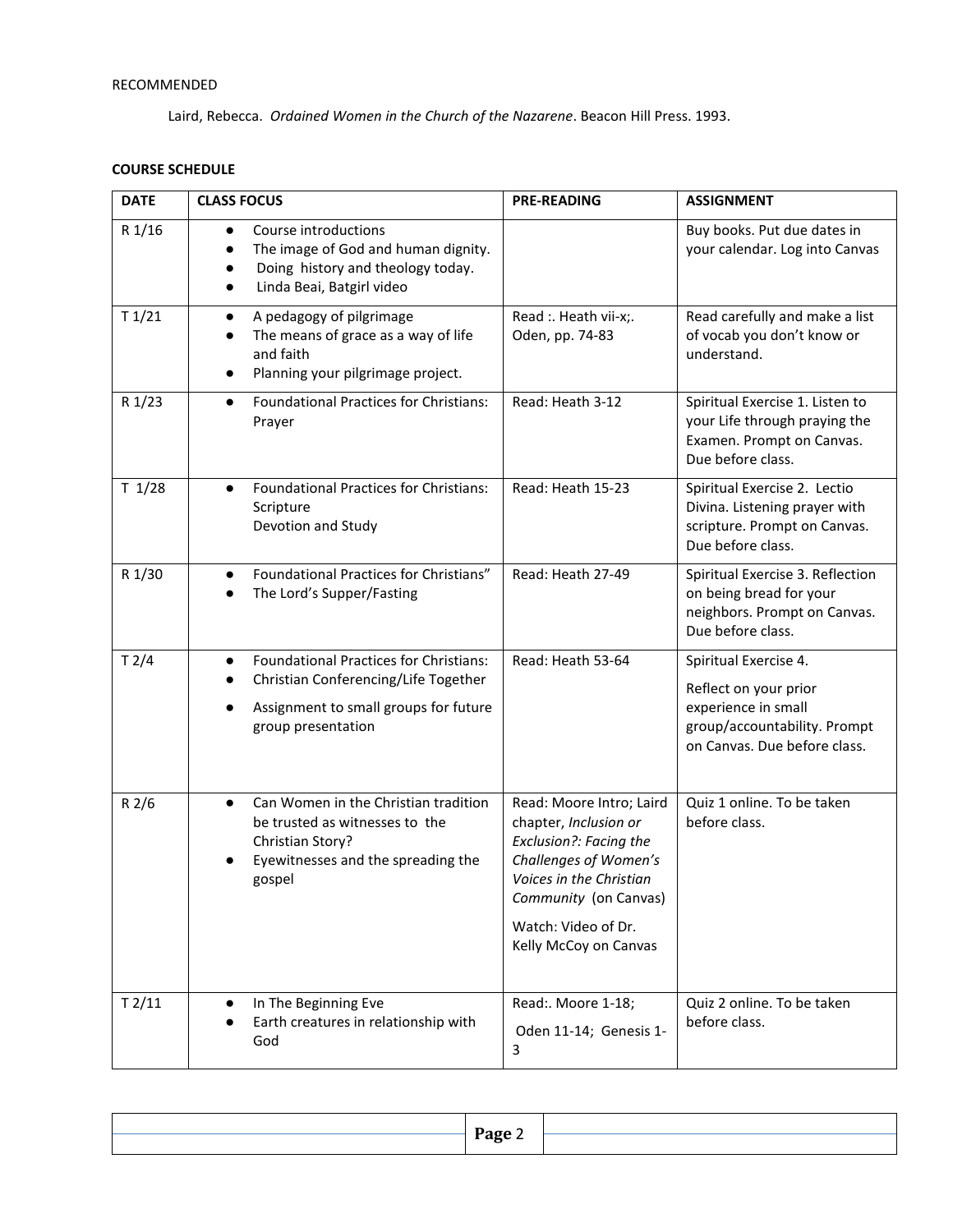RECOMMENDED

Laird, Rebecca. *Ordained Women in the Church of the Nazarene*. Beacon Hill Press. 1993.

**COURSE SCHEDULE**

| **DATE** | **CLASS FOCUS** | **PRE-READING** | **ASSIGNMENT** |
|---|---|---|---|
| R 1/16 | • Course introductions<br>• The image of God and human dignity.<br>• Doing history and theology today.<br>• Linda Beai, Batgirl video | | Buy books. Put due dates in your calendar. Log into Canvas |
| T 1/21 | • A pedagogy of pilgrimage<br>• The means of grace as a way of life and faith<br>• Planning your pilgrimage project. | Read :. Heath vii-x;. Oden, pp. 74-83 | Read carefully and make a list of vocab you don't know or understand. |
| R 1/23 | • Foundational Practices for Christians: Prayer | Read: Heath 3-12 | Spiritual Exercise 1. Listen to your Life through praying the Examen. Prompt on Canvas. Due before class. |
| T 1/28 | • Foundational Practices for Christians: Scripture<br>Devotion and Study | Read: Heath 15-23 | Spiritual Exercise 2. Lectio Divina. Listening prayer with scripture. Prompt on Canvas. Due before class. |
| R 1/30 | • Foundational Practices for Christians"<br>• The Lord's Supper/Fasting | Read: Heath 27-49 | Spiritual Exercise 3. Reflection on being bread for your neighbors. Prompt on Canvas. Due before class. |
| T 2/4 | • Foundational Practices for Christians:<br>• Christian Conferencing/Life Together<br>• Assignment to small groups for future group presentation | Read: Heath 53-64 | Spiritual Exercise 4.<br>Reflect on your prior experience in small group/accountability. Prompt on Canvas. Due before class. |
| R 2/6 | • Can Women in the Christian tradition be trusted as witnesses to the Christian Story?<br>• Eyewitnesses and the spreading the gospel | Read: Moore Intro; Laird chapter, *Inclusion or Exclusion?: Facing the Challenges of Women's Voices in the Christian Community* (on Canvas)<br>Watch: Video of Dr. Kelly McCoy on Canvas | Quiz 1 online. To be taken before class. |
| T 2/11 | • In The Beginning Eve<br>• Earth creatures in relationship with God | Read:. Moore 1-18;<br>Oden 11-14; Genesis 1-3 | Quiz 2 online. To be taken before class. |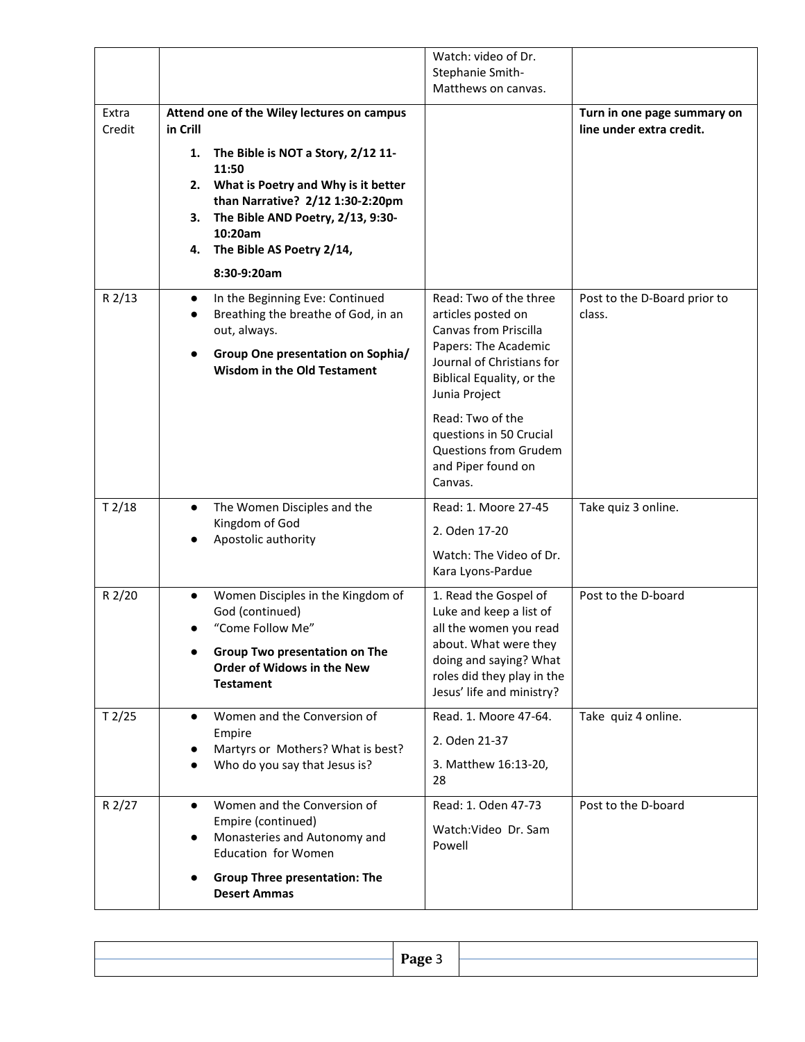| | | | |
|---|---|---|---|
| | | Watch: video of Dr. Stephanie Smith-Matthews on canvas. | |
| Extra Credit | **Attend one of the Wiley lectures on campus in Crill**<br>1. **The Bible is NOT a Story, 2/12 11-11:50**<br>2. **What is Poetry and Why is it better than Narrative? 2/12 1:30-2:20pm**<br>3. **The Bible AND Poetry, 2/13, 9:30-10:20am**<br>4. **The Bible AS Poetry 2/14, 8:30-9:20am** | | **Turn in one page summary on line under extra credit.** |
| R 2/13 | • In the Beginning Eve: Continued<br>• Breathing the breathe of God, in an out, always.<br>• **Group One presentation on Sophia/ Wisdom in the Old Testament** | Read: Two of the three articles posted on Canvas from Priscilla Papers: The Academic Journal of Christians for Biblical Equality, or the Junia Project<br>Read: Two of the questions in 50 Crucial Questions from Grudem and Piper found on Canvas. | Post to the D-Board prior to class. |
| T 2/18 | • The Women Disciples and the Kingdom of God<br>• Apostolic authority | Read: 1. Moore 27-45<br>2. Oden 17-20<br>Watch: The Video of Dr. Kara Lyons-Pardue | Take quiz 3 online. |
| R 2/20 | • Women Disciples in the Kingdom of God (continued)<br>• "Come Follow Me"<br>• **Group Two presentation on The Order of Widows in the New Testament** | 1. Read the Gospel of Luke and keep a list of all the women you read about. What were they doing and saying? What roles did they play in the Jesus' life and ministry? | Post to the D-board |
| T 2/25 | • Women and the Conversion of Empire<br>• Martyrs or Mothers? What is best?<br>• Who do you say that Jesus is? | Read. 1. Moore 47-64.<br>2. Oden 21-37<br>3. Matthew 16:13-20, 28 | Take quiz 4 online. |
| R 2/27 | • Women and the Conversion of Empire (continued)<br>• Monasteries and Autonomy and Education for Women<br>• **Group Three presentation: The Desert Ammas** | Read: 1. Oden 47-73<br>Watch:Video Dr. Sam Powell | Post to the D-board |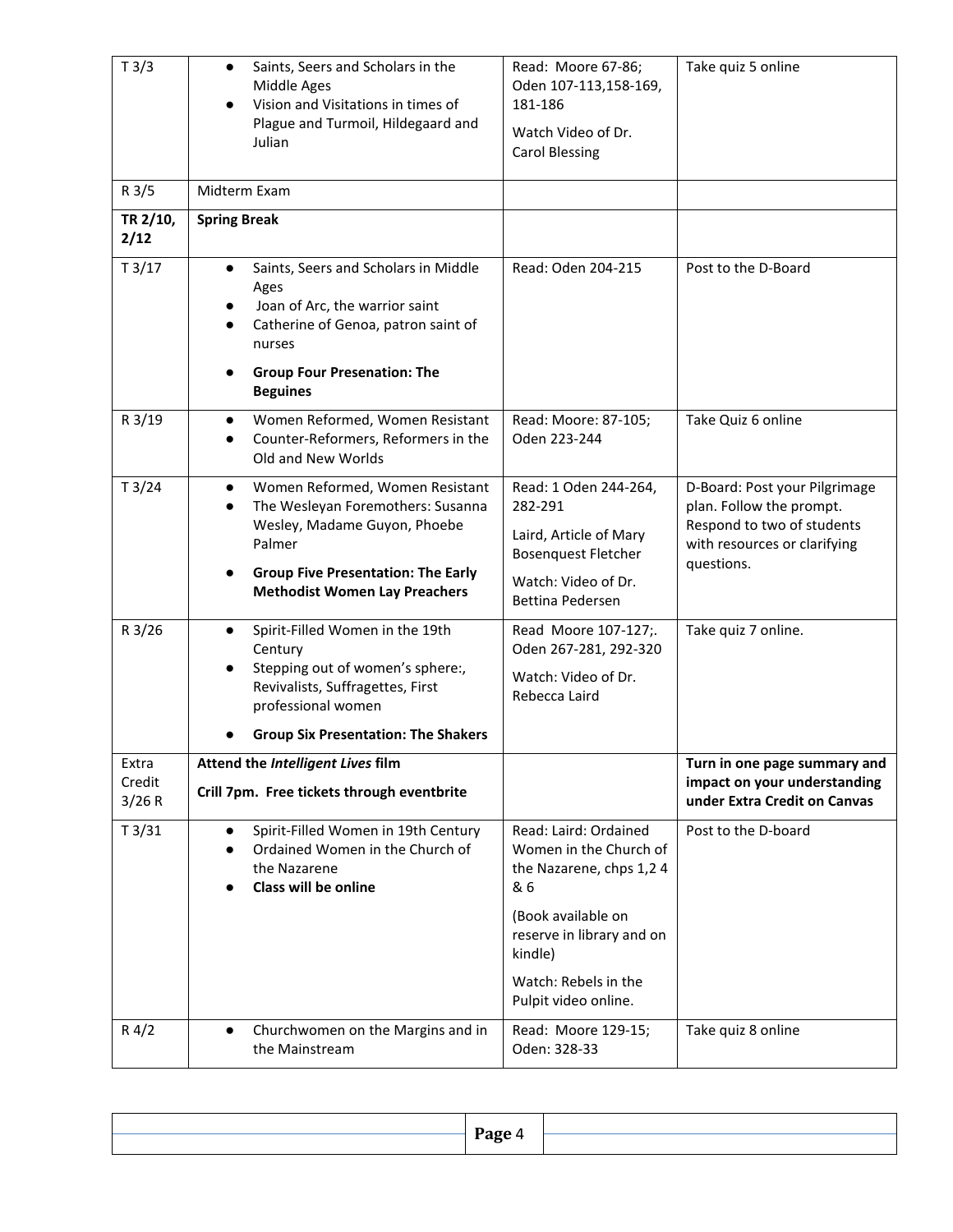| T 3/3 | • Saints, Seers and Scholars in the Middle Ages<br>• Vision and Visitations in times of Plague and Turmoil, Hildegaard and Julian | Read: Moore 67-86; Oden 107-113,158-169, 181-186<br><br>Watch Video of Dr. Carol Blessing | Take quiz 5 online |
|---|---|---|---|
| R 3/5 | Midterm Exam | | |
| **TR 2/10, 2/12** | **Spring Break** | | |
| T 3/17 | • Saints, Seers and Scholars in Middle Ages<br>• Joan of Arc, the warrior saint<br>• Catherine of Genoa, patron saint of nurses<br>• **Group Four Presenation: The Beguines** | Read: Oden 204-215 | Post to the D-Board |
| R 3/19 | • Women Reformed, Women Resistant<br>• Counter-Reformers, Reformers in the Old and New Worlds | Read: Moore: 87-105; Oden 223-244 | Take Quiz 6 online |
| T 3/24 | • Women Reformed, Women Resistant<br>• The Wesleyan Foremothers: Susanna Wesley, Madame Guyon, Phoebe Palmer<br>• **Group Five Presentation: The Early Methodist Women Lay Preachers** | Read: 1 Oden 244-264, 282-291<br><br>Laird, Article of Mary Bosenquest Fletcher<br><br>Watch: Video of Dr. Bettina Pedersen | D-Board: Post your Pilgrimage plan. Follow the prompt. Respond to two of students with resources or clarifying questions. |
| R 3/26 | • Spirit-Filled Women in the 19th Century<br>• Stepping out of women's sphere:, Revivalists, Suffragettes, First professional women<br>• **Group Six Presentation: The Shakers** | Read Moore 107-127;. Oden 267-281, 292-320<br><br>Watch: Video of Dr. Rebecca Laird | Take quiz 7 online. |
| Extra Credit 3/26 R | **Attend the *Intelligent Lives* film**<br><br>**Crill 7pm. Free tickets through eventbrite** | | **Turn in one page summary and impact on your understanding under Extra Credit on Canvas** |
| T 3/31 | • Spirit-Filled Women in 19th Century<br>• Ordained Women in the Church of the Nazarene<br>• **Class will be online** | Read: Laird: Ordained Women in the Church of the Nazarene, chps 1,2 4 & 6<br><br>(Book available on reserve in library and on kindle)<br><br>Watch: Rebels in the Pulpit video online. | Post to the D-board |
| R 4/2 | • Churchwomen on the Margins and in the Mainstream | Read: Moore 129-15; Oden: 328-33 | Take quiz 8 online |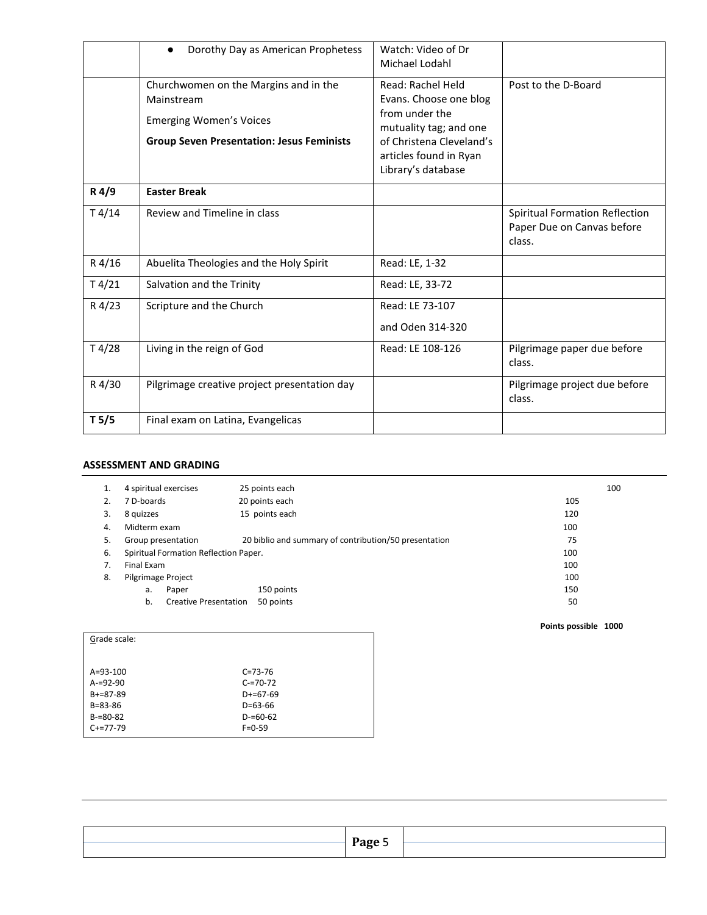| | | | |
|---|---|---|---|
| | • Dorothy Day as American Prophetess | Watch: Video of Dr Michael Lodahl | |
| | Churchwomen on the Margins and in the Mainstream<br><br>Emerging Women's Voices<br><br>**Group Seven Presentation: Jesus Feminists** | Read: Rachel Held Evans. Choose one blog from under the mutuality tag; and one of Christena Cleveland's articles found in Ryan Library's database | Post to the D-Board |
| **R 4/9** | **Easter Break** | | |
| T 4/14 | Review and Timeline in class | | Spiritual Formation Reflection Paper Due on Canvas before class. |
| R 4/16 | Abuelita Theologies and the Holy Spirit | Read: LE, 1-32 | |
| T 4/21 | Salvation and the Trinity | Read: LE, 33-72 | |
| R 4/23 | Scripture and the Church | Read: LE 73-107<br><br>and Oden 314-320 | |
| T 4/28 | Living in the reign of God | Read: LE 108-126 | Pilgrimage paper due before class. |
| R 4/30 | Pilgrimage creative project presentation day | | Pilgrimage project due before class. |
| **T 5/5** | Final exam on Latina, Evangelicas | | |

### ASSESSMENT AND GRADING

| | Item | Details | Points |
|---|---|---|---|
| 1. | 4 spiritual exercises | 25 points each | 100 |
| 2. | 7 D-boards | 20 points each | 105 |
| 3. | 8 quizzes | 15 points each | 120 |
| 4. | Midterm exam | | 100 |
| 5. | Group presentation | 20 biblio and summary of contribution/50 presentation | 75 |
| 6. | Spiritual Formation Reflection Paper. | | 100 |
| 7. | Final Exam | | 100 |
| 8. | Pilgrimage Project | | 100 |
| | a. Paper | 150 points | 150 |
| | b. Creative Presentation | 50 points | 50 |

**Points possible 1000**

Grade scale:

| | |
|---|---|
| A=93-100 | C=73-76 |
| A-=92-90 | C-=70-72 |
| B+=87-89 | D+=67-69 |
| B=83-86 | D=63-66 |
| B-=80-82 | D-=60-62 |
| C+=77-79 | F=0-59 |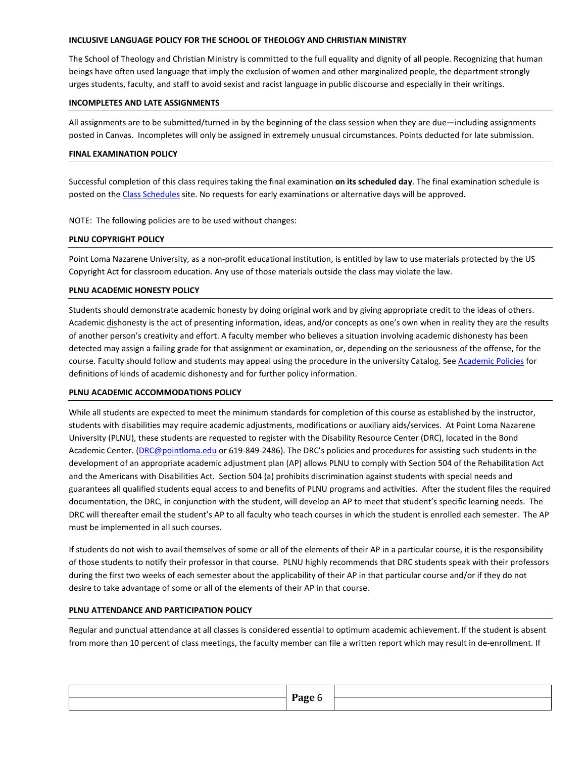### INCLUSIVE LANGUAGE POLICY FOR THE SCHOOL OF THEOLOGY AND CHRISTIAN MINISTRY

The School of Theology and Christian Ministry is committed to the full equality and dignity of all people. Recognizing that human beings have often used language that imply the exclusion of women and other marginalized people, the department strongly urges students, faculty, and staff to avoid sexist and racist language in public discourse and especially in their writings.

### INCOMPLETES AND LATE ASSIGNMENTS

All assignments are to be submitted/turned in by the beginning of the class session when they are due—including assignments posted in Canvas. Incompletes will only be assigned in extremely unusual circumstances. Points deducted for late submission.

### FINAL EXAMINATION POLICY

Successful completion of this class requires taking the final examination **on its scheduled day**. The final examination schedule is posted on the Class Schedules site. No requests for early examinations or alternative days will be approved.

NOTE: The following policies are to be used without changes:

### PLNU COPYRIGHT POLICY

Point Loma Nazarene University, as a non-profit educational institution, is entitled by law to use materials protected by the US Copyright Act for classroom education. Any use of those materials outside the class may violate the law.

### PLNU ACADEMIC HONESTY POLICY

Students should demonstrate academic honesty by doing original work and by giving appropriate credit to the ideas of others. Academic dishonesty is the act of presenting information, ideas, and/or concepts as one's own when in reality they are the results of another person's creativity and effort. A faculty member who believes a situation involving academic dishonesty has been detected may assign a failing grade for that assignment or examination, or, depending on the seriousness of the offense, for the course. Faculty should follow and students may appeal using the procedure in the university Catalog. See Academic Policies for definitions of kinds of academic dishonesty and for further policy information.

### PLNU ACADEMIC ACCOMMODATIONS POLICY

While all students are expected to meet the minimum standards for completion of this course as established by the instructor, students with disabilities may require academic adjustments, modifications or auxiliary aids/services. At Point Loma Nazarene University (PLNU), these students are requested to register with the Disability Resource Center (DRC), located in the Bond Academic Center. (DRC@pointloma.edu or 619-849-2486). The DRC's policies and procedures for assisting such students in the development of an appropriate academic adjustment plan (AP) allows PLNU to comply with Section 504 of the Rehabilitation Act and the Americans with Disabilities Act. Section 504 (a) prohibits discrimination against students with special needs and guarantees all qualified students equal access to and benefits of PLNU programs and activities. After the student files the required documentation, the DRC, in conjunction with the student, will develop an AP to meet that student's specific learning needs. The DRC will thereafter email the student's AP to all faculty who teach courses in which the student is enrolled each semester. The AP must be implemented in all such courses.

If students do not wish to avail themselves of some or all of the elements of their AP in a particular course, it is the responsibility of those students to notify their professor in that course. PLNU highly recommends that DRC students speak with their professors during the first two weeks of each semester about the applicability of their AP in that particular course and/or if they do not desire to take advantage of some or all of the elements of their AP in that course.

### PLNU ATTENDANCE AND PARTICIPATION POLICY

Regular and punctual attendance at all classes is considered essential to optimum academic achievement. If the student is absent from more than 10 percent of class meetings, the faculty member can file a written report which may result in de-enrollment. If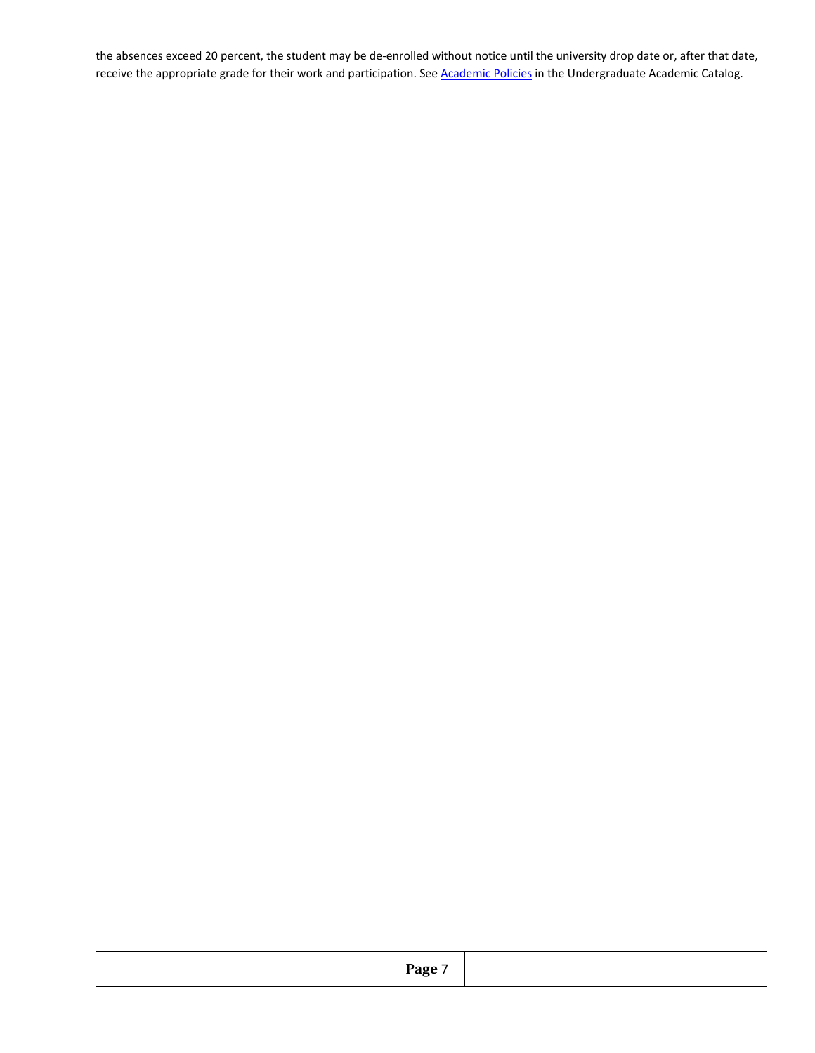the absences exceed 20 percent, the student may be de-enrolled without notice until the university drop date or, after that date, receive the appropriate grade for their work and participation. See Academic Policies in the Undergraduate Academic Catalog.